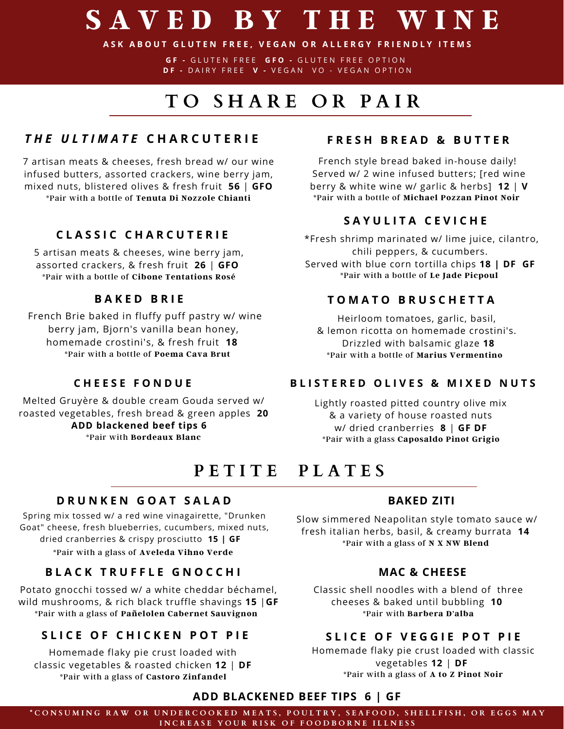# SAVED BY THE WINE

**ASK ABOUT GLUTEN FREE, VEGAN OR ALLERGY FRIENDLY ITEMS**

**GF -** GLUTEN FREE **GFO -** GLUTEN FREE OPTION
**DF -** DAIRY FREE **V -** VEGAN VO - VEGAN OPTION

## TO SHARE OR PAIR

### *THE ULTIMATE* CHARCUTERIE

7 artisan meats & cheeses, fresh bread w/ our wine infused butters, assorted crackers, wine berry jam, mixed nuts, blistered olives & fresh fruit **56** | **GFO**
*Pair with a bottle of **Tenuta Di Nozzole Chianti**

### CLASSIC CHARCUTERIE

5 artisan meats & cheeses, wine berry jam, assorted crackers, & fresh fruit **26** | **GFO**
*Pair with a bottle of **Cibone Tentations Rosé**

### BAKED BRIE

French Brie baked in fluffy puff pastry w/ wine berry jam, Bjorn's vanilla bean honey, homemade crostini's, & fresh fruit **18**
*Pair with a bottle of **Poema Cava Brut**

### CHEESE FONDUE

Melted Gruyère & double cream Gouda served w/ roasted vegetables, fresh bread & green apples **20**
**ADD blackened beef tips 6**
*Pair with **Bordeaux Blanc**

### FRESH BREAD & BUTTER

French style bread baked in-house daily! Served w/ 2 wine infused butters; [red wine berry & white wine w/ garlic & herbs] **12** | **V**
*Pair with a bottle of **Michael Pozzan Pinot Noir**

### SAYULITA CEVICHE

*Fresh shrimp marinated w/ lime juice, cilantro, chili peppers, & cucumbers.
Served with blue corn tortilla chips **18 | DF GF**
*Pair with a bottle of **Le Jade Picpoul**

### TOMATO BRUSCHETTA

Heirloom tomatoes, garlic, basil, & lemon ricotta on homemade crostini's. Drizzled with balsamic glaze **18**
*Pair with a bottle of **Marius Vermentino**

### BLISTERED OLIVES & MIXED NUTS

Lightly roasted pitted country olive mix & a variety of house roasted nuts w/ dried cranberries **8** | **GF DF**
*Pair with a glass **Caposaldo Pinot Grigio**

## PETITE PLATES

### DRUNKEN GOAT SALAD

Spring mix tossed w/ a red wine vinagairette, "Drunken Goat" cheese, fresh blueberries, cucumbers, mixed nuts, dried cranberries & crispy prosciutto **15 | GF**
*Pair with a glass of **Aveleda Vihno Verde**

### BLACK TRUFFLE GNOCCHI

Potato gnocchi tossed w/ a white cheddar béchamel, wild mushrooms, & rich black truffle shavings **15** |**GF**
*Pair with a glass of **Pañelolen Cabernet Sauvignon**

### SLICE OF CHICKEN POT PIE

Homemade flaky pie crust loaded with classic vegetables & roasted chicken **12** | **DF**
*Pair with a glass of **Castoro Zinfandel**

### BAKED ZITI

Slow simmered Neapolitan style tomato sauce w/ fresh italian herbs, basil, & creamy burrata **14**
*Pair with a glass of **N X NW Blend**

### MAC & CHEESE

Classic shell noodles with a blend of three cheeses & baked until bubbling **10**
*Pair with **Barbera D'alba**

### SLICE OF VEGGIE POT PIE

Homemade flaky pie crust loaded with classic vegetables **12** | **DF**
*Pair with a glass of **A to Z Pinot Noir**

**ADD BLACKENED BEEF TIPS 6 | GF**

*CONSUMING RAW OR UNDERCOOKED MEATS, POULTRY, SEAFOOD, SHELLFISH, OR EGGS MAY INCREASE YOUR RISK OF FOODBORNE ILLNESS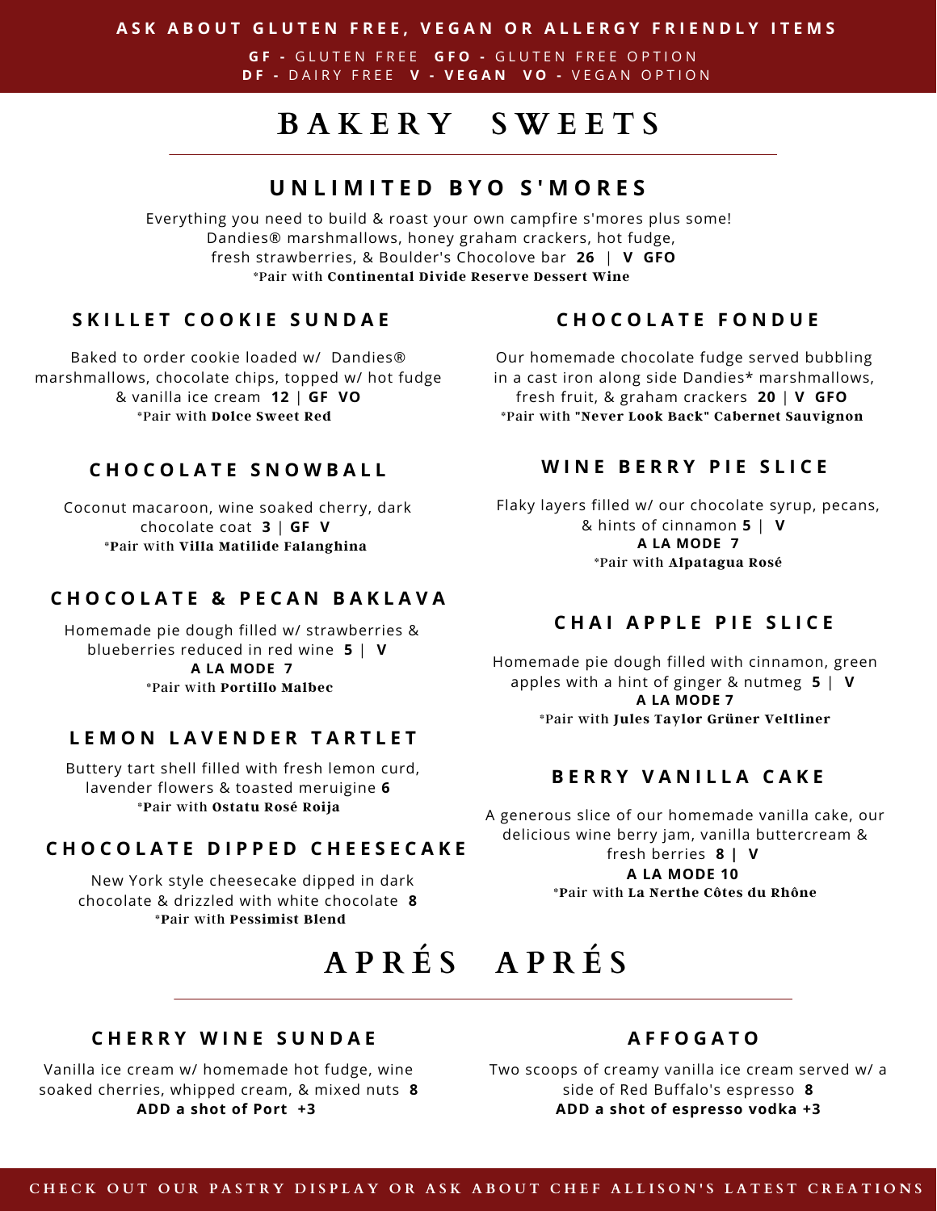**ASK ABOUT GLUTEN FREE, VEGAN OR ALLERGY FRIENDLY ITEMS**

**GF -** GLUTEN FREE **GFO -** GLUTEN FREE OPTION
**DF -** DAIRY FREE **V - VEGAN** **VO -** VEGAN OPTION

# BAKERY SWEETS

## UNLIMITED BYO S'MORES

Everything you need to build & roast your own campfire s'mores plus some!
Dandies® marshmallows, honey graham crackers, hot fudge,
fresh strawberries, & Boulder's Chocolove bar **26** | **V GFO**
*Pair with **Continental Divide Reserve Dessert Wine**

## SKILLET COOKIE SUNDAE

Baked to order cookie loaded w/ Dandies® marshmallows, chocolate chips, topped w/ hot fudge & vanilla ice cream **12** | **GF VO**
*Pair with **Dolce Sweet Red**

## CHOCOLATE SNOWBALL

Coconut macaroon, wine soaked cherry, dark chocolate coat **3** | **GF V**
*Pair with **Villa Matilide Falanghina**

## CHOCOLATE & PECAN BAKLAVA

Homemade pie dough filled w/ strawberries & blueberries reduced in red wine **5** | **V**
**A LA MODE 7**
*Pair with **Portillo Malbec**

## LEMON LAVENDER TARTLET

Buttery tart shell filled with fresh lemon curd, lavender flowers & toasted meruigine **6**
*Pair with **Ostatu Rosé Roija**

## CHOCOLATE DIPPED CHEESECAKE

New York style cheesecake dipped in dark chocolate & drizzled with white chocolate **8**
*Pair with **Pessimist Blend**

## CHOCOLATE FONDUE

Our homemade chocolate fudge served bubbling in a cast iron along side Dandies* marshmallows, fresh fruit, & graham crackers **20** | **V GFO**
*Pair with **"Never Look Back" Cabernet Sauvignon**

## WINE BERRY PIE SLICE

Flaky layers filled w/ our chocolate syrup, pecans, & hints of cinnamon **5** | **V**
**A LA MODE 7**
*Pair with **Alpatagua Rosé**

## CHAI APPLE PIE SLICE

Homemade pie dough filled with cinnamon, green apples with a hint of ginger & nutmeg **5** | **V**
**A LA MODE 7**
*Pair with **Jules Taylor Grüner Veltliner**

## BERRY VANILLA CAKE

A generous slice of our homemade vanilla cake, our delicious wine berry jam, vanilla buttercream & fresh berries **8** | **V**
**A LA MODE 10**
*Pair with **La Nerthe Côtes du Rhône**

# APRÉS APRÉS

## CHERRY WINE SUNDAE

Vanilla ice cream w/ homemade hot fudge, wine soaked cherries, whipped cream, & mixed nuts **8**
**ADD a shot of Port +3**

## AFFOGATO

Two scoops of creamy vanilla ice cream served w/ a side of Red Buffalo's espresso **8**
**ADD a shot of espresso vodka +3**

CHECK OUT OUR PASTRY DISPLAY OR ASK ABOUT CHEF ALLISON'S LATEST CREATIONS